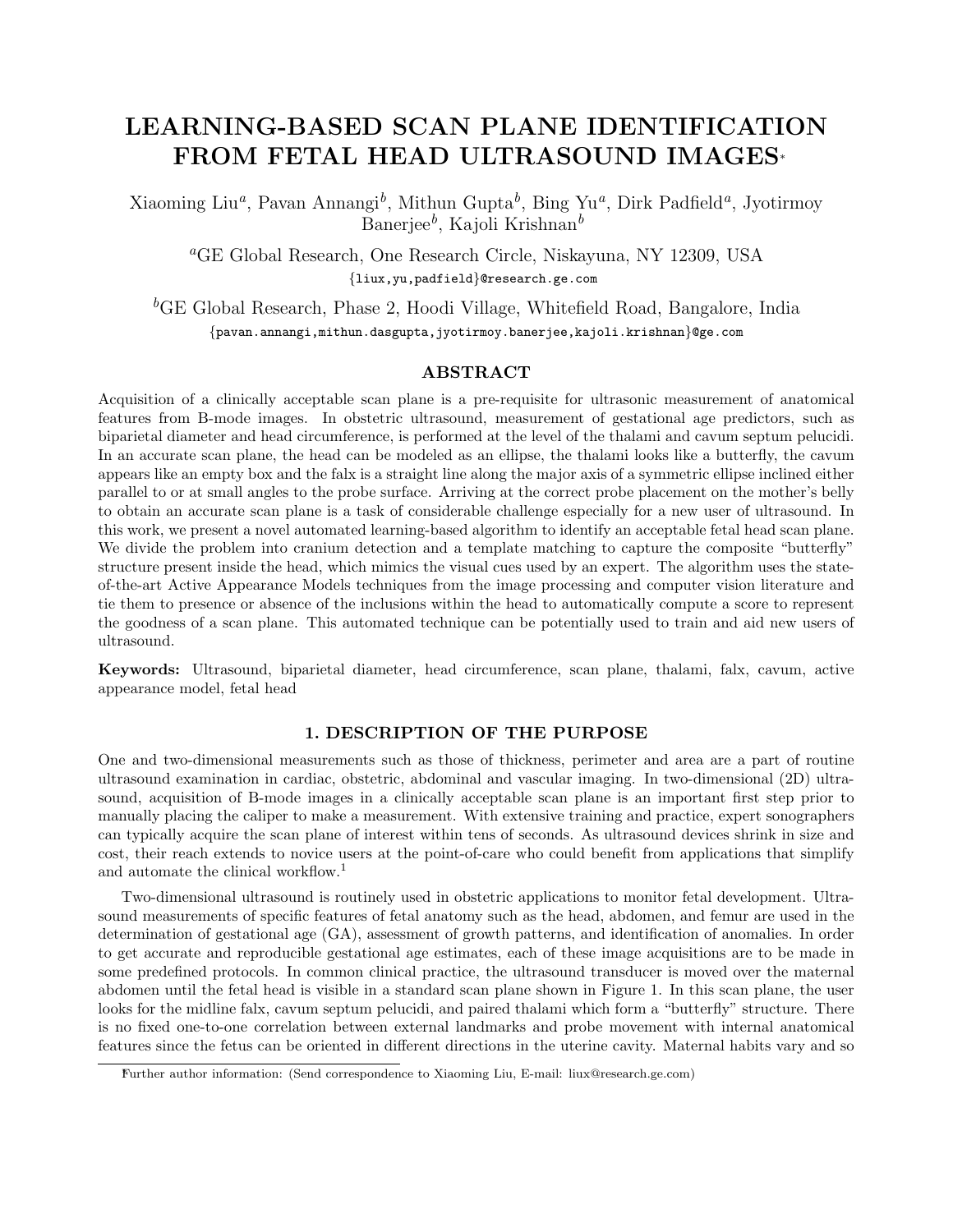# LEARNING-BASED SCAN PLANE IDENTIFICATION FROM FETAL HEAD ULTRASOUND IMAGES*

Xiaoming Liu[a], Pavan Annangi[b], Mithun Gupta[b], Bing Yu[a], Dirk Padfield[a], Jyotirmoy Banerjee[b], Kajoli Krishnan[b]

[a]GE Global Research, One Research Circle, Niskayuna, NY 12309, USA
{liux,yu,padfield}@research.ge.com

[b]GE Global Research, Phase 2, Hoodi Village, Whitefield Road, Bangalore, India
{pavan.annangi,mithun.dasgupta,jyotirmoy.banerjee,kajoli.krishnan}@ge.com

## ABSTRACT

Acquisition of a clinically acceptable scan plane is a pre-requisite for ultrasonic measurement of anatomical features from B-mode images. In obstetric ultrasound, measurement of gestational age predictors, such as biparietal diameter and head circumference, is performed at the level of the thalami and cavum septum pelucidi. In an accurate scan plane, the head can be modeled as an ellipse, the thalami looks like a butterfly, the cavum appears like an empty box and the falx is a straight line along the major axis of a symmetric ellipse inclined either parallel to or at small angles to the probe surface. Arriving at the correct probe placement on the mother's belly to obtain an accurate scan plane is a task of considerable challenge especially for a new user of ultrasound. In this work, we present a novel automated learning-based algorithm to identify an acceptable fetal head scan plane. We divide the problem into cranium detection and a template matching to capture the composite "butterfly" structure present inside the head, which mimics the visual cues used by an expert. The algorithm uses the state-of-the-art Active Appearance Models techniques from the image processing and computer vision literature and tie them to presence or absence of the inclusions within the head to automatically compute a score to represent the goodness of a scan plane. This automated technique can be potentially used to train and aid new users of ultrasound.

**Keywords:** Ultrasound, biparietal diameter, head circumference, scan plane, thalami, falx, cavum, active appearance model, fetal head

## 1. DESCRIPTION OF THE PURPOSE

One and two-dimensional measurements such as those of thickness, perimeter and area are a part of routine ultrasound examination in cardiac, obstetric, abdominal and vascular imaging. In two-dimensional (2D) ultrasound, acquisition of B-mode images in a clinically acceptable scan plane is an important first step prior to manually placing the caliper to make a measurement. With extensive training and practice, expert sonographers can typically acquire the scan plane of interest within tens of seconds. As ultrasound devices shrink in size and cost, their reach extends to novice users at the point-of-care who could benefit from applications that simplify and automate the clinical workflow.[1]

Two-dimensional ultrasound is routinely used in obstetric applications to monitor fetal development. Ultrasound measurements of specific features of fetal anatomy such as the head, abdomen, and femur are used in the determination of gestational age (GA), assessment of growth patterns, and identification of anomalies. In order to get accurate and reproducible gestational age estimates, each of these image acquisitions are to be made in some predefined protocols. In common clinical practice, the ultrasound transducer is moved over the maternal abdomen until the fetal head is visible in a standard scan plane shown in Figure 1. In this scan plane, the user looks for the midline falx, cavum septum pelucidi, and paired thalami which form a "butterfly" structure. There is no fixed one-to-one correlation between external landmarks and probe movement with internal anatomical features since the fetus can be oriented in different directions in the uterine cavity. Maternal habits vary and so

*Further author information: (Send correspondence to Xiaoming Liu, E-mail: liux@research.ge.com)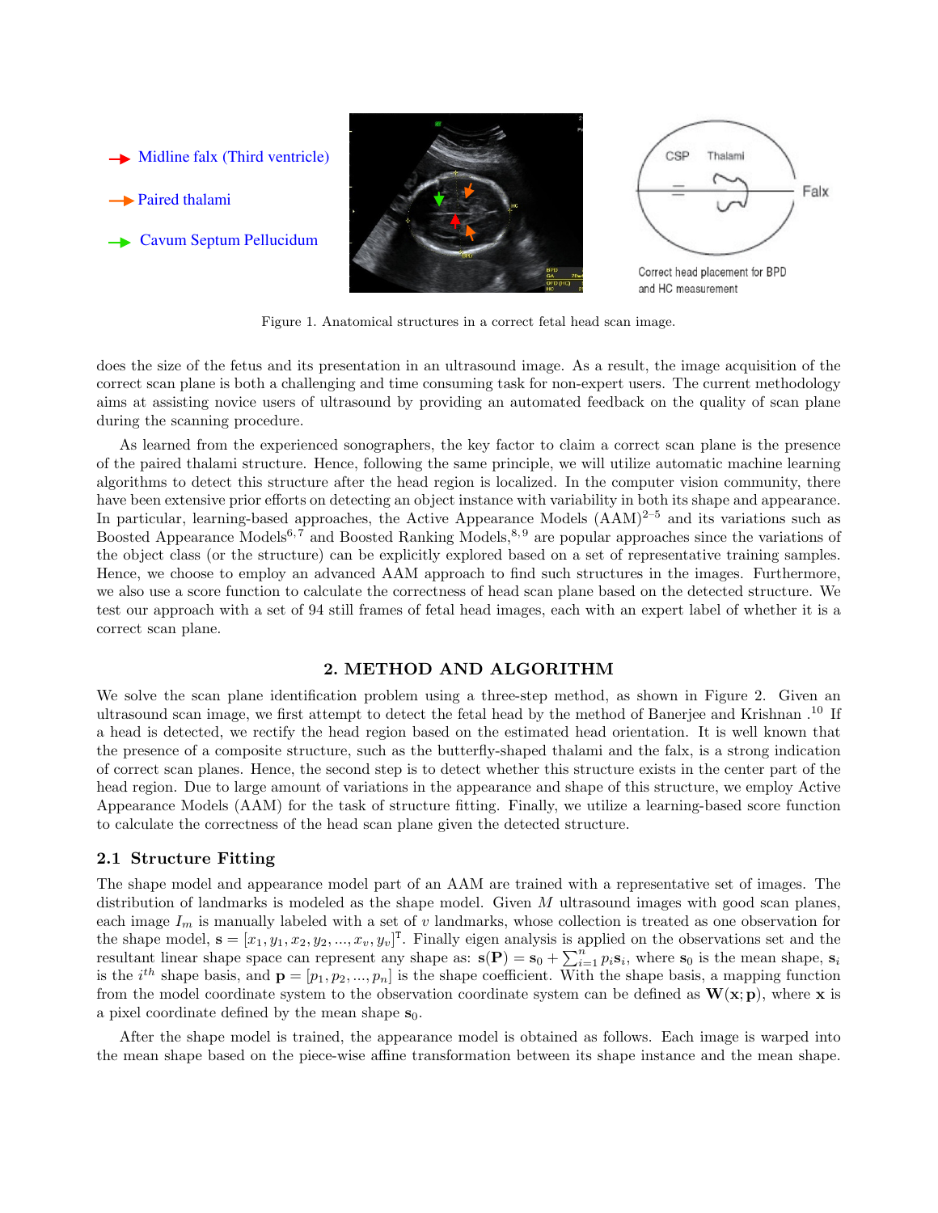Figure 1. Anatomical structures in a correct fetal head scan image.

does the size of the fetus and its presentation in an ultrasound image. As a result, the image acquisition of the correct scan plane is both a challenging and time consuming task for non-expert users. The current methodology aims at assisting novice users of ultrasound by providing an automated feedback on the quality of scan plane during the scanning procedure.

As learned from the experienced sonographers, the key factor to claim a correct scan plane is the presence of the paired thalami structure. Hence, following the same principle, we will utilize automatic machine learning algorithms to detect this structure after the head region is localized. In the computer vision community, there have been extensive prior efforts on detecting an object instance with variability in both its shape and appearance. In particular, learning-based approaches, the Active Appearance Models (AAM)[2–5] and its variations such as Boosted Appearance Models[6,7] and Boosted Ranking Models,[8,9] are popular approaches since the variations of the object class (or the structure) can be explicitly explored based on a set of representative training samples. Hence, we choose to employ an advanced AAM approach to find such structures in the images. Furthermore, we also use a score function to calculate the correctness of head scan plane based on the detected structure. We test our approach with a set of 94 still frames of fetal head images, each with an expert label of whether it is a correct scan plane.

## 2. METHOD AND ALGORITHM

We solve the scan plane identification problem using a three-step method, as shown in Figure 2. Given an ultrasound scan image, we first attempt to detect the fetal head by the method of Banerjee and Krishnan .[10] If a head is detected, we rectify the head region based on the estimated head orientation. It is well known that the presence of a composite structure, such as the butterfly-shaped thalami and the falx, is a strong indication of correct scan planes. Hence, the second step is to detect whether this structure exists in the center part of the head region. Due to large amount of variations in the appearance and shape of this structure, we employ Active Appearance Models (AAM) for the task of structure fitting. Finally, we utilize a learning-based score function to calculate the correctness of the head scan plane given the detected structure.

### 2.1 Structure Fitting

The shape model and appearance model part of an AAM are trained with a representative set of images. The distribution of landmarks is modeled as the shape model. Given $M$ ultrasound images with good scan planes, each image $I_m$ is manually labeled with a set of $v$ landmarks, whose collection is treated as one observation for the shape model, $\mathbf{s} = [x_1, y_1, x_2, y_2, ..., x_v, y_v]^{\mathsf{T}}$. Finally eigen analysis is applied on the observations set and the resultant linear shape space can represent any shape as: $\mathbf{s}(\mathbf{P}) = \mathbf{s}_0 + \sum_{i=1}^{n} p_i \mathbf{s}_i$, where $\mathbf{s}_0$ is the mean shape, $\mathbf{s}_i$ is the $i^{th}$ shape basis, and $\mathbf{p} = [p_1, p_2, ..., p_n]$ is the shape coefficient. With the shape basis, a mapping function from the model coordinate system to the observation coordinate system can be defined as $\mathbf{W}(\mathbf{x}; \mathbf{p})$, where $\mathbf{x}$ is a pixel coordinate defined by the mean shape $\mathbf{s}_0$.

After the shape model is trained, the appearance model is obtained as follows. Each image is warped into the mean shape based on the piece-wise affine transformation between its shape instance and the mean shape.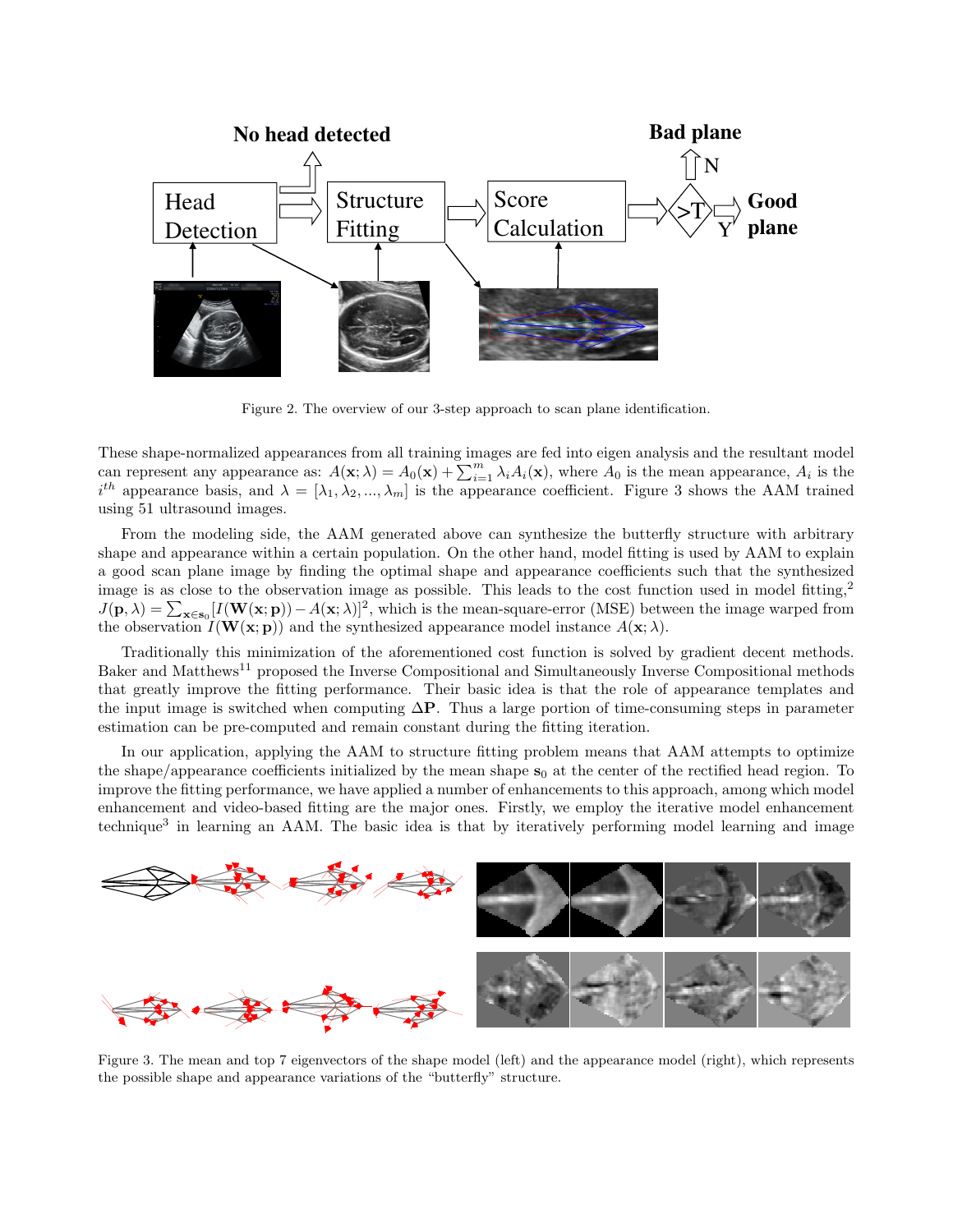Figure 2. The overview of our 3-step approach to scan plane identification.

These shape-normalized appearances from all training images are fed into eigen analysis and the resultant model can represent any appearance as: $A(\mathbf{x};\lambda) = A_0(\mathbf{x}) + \sum_{i=1}^{m} \lambda_i A_i(\mathbf{x})$, where $A_0$ is the mean appearance, $A_i$ is the $i^{th}$ appearance basis, and $\lambda = [\lambda_1, \lambda_2, ..., \lambda_m]$ is the appearance coefficient. Figure 3 shows the AAM trained using 51 ultrasound images.

From the modeling side, the AAM generated above can synthesize the butterfly structure with arbitrary shape and appearance within a certain population. On the other hand, model fitting is used by AAM to explain a good scan plane image by finding the optimal shape and appearance coefficients such that the synthesized image is as close to the observation image as possible. This leads to the cost function used in model fitting,[2] $J(\mathbf{p}, \lambda) = \sum_{\mathbf{x} \in \mathbf{s}_0} [I(\mathbf{W}(\mathbf{x}; \mathbf{p})) - A(\mathbf{x}; \lambda)]^2$, which is the mean-square-error (MSE) between the image warped from the observation $I(\mathbf{W}(\mathbf{x}; \mathbf{p}))$ and the synthesized appearance model instance $A(\mathbf{x}; \lambda)$.

Traditionally this minimization of the aforementioned cost function is solved by gradient decent methods. Baker and Matthews[11] proposed the Inverse Compositional and Simultaneously Inverse Compositional methods that greatly improve the fitting performance. Their basic idea is that the role of appearance templates and the input image is switched when computing $\Delta\mathbf{P}$. Thus a large portion of time-consuming steps in parameter estimation can be pre-computed and remain constant during the fitting iteration.

In our application, applying the AAM to structure fitting problem means that AAM attempts to optimize the shape/appearance coefficients initialized by the mean shape $\mathbf{s}_0$ at the center of the rectified head region. To improve the fitting performance, we have applied a number of enhancements to this approach, among which model enhancement and video-based fitting are the major ones. Firstly, we employ the iterative model enhancement technique[3] in learning an AAM. The basic idea is that by iteratively performing model learning and image

Figure 3. The mean and top 7 eigenvectors of the shape model (left) and the appearance model (right), which represents the possible shape and appearance variations of the "butterfly" structure.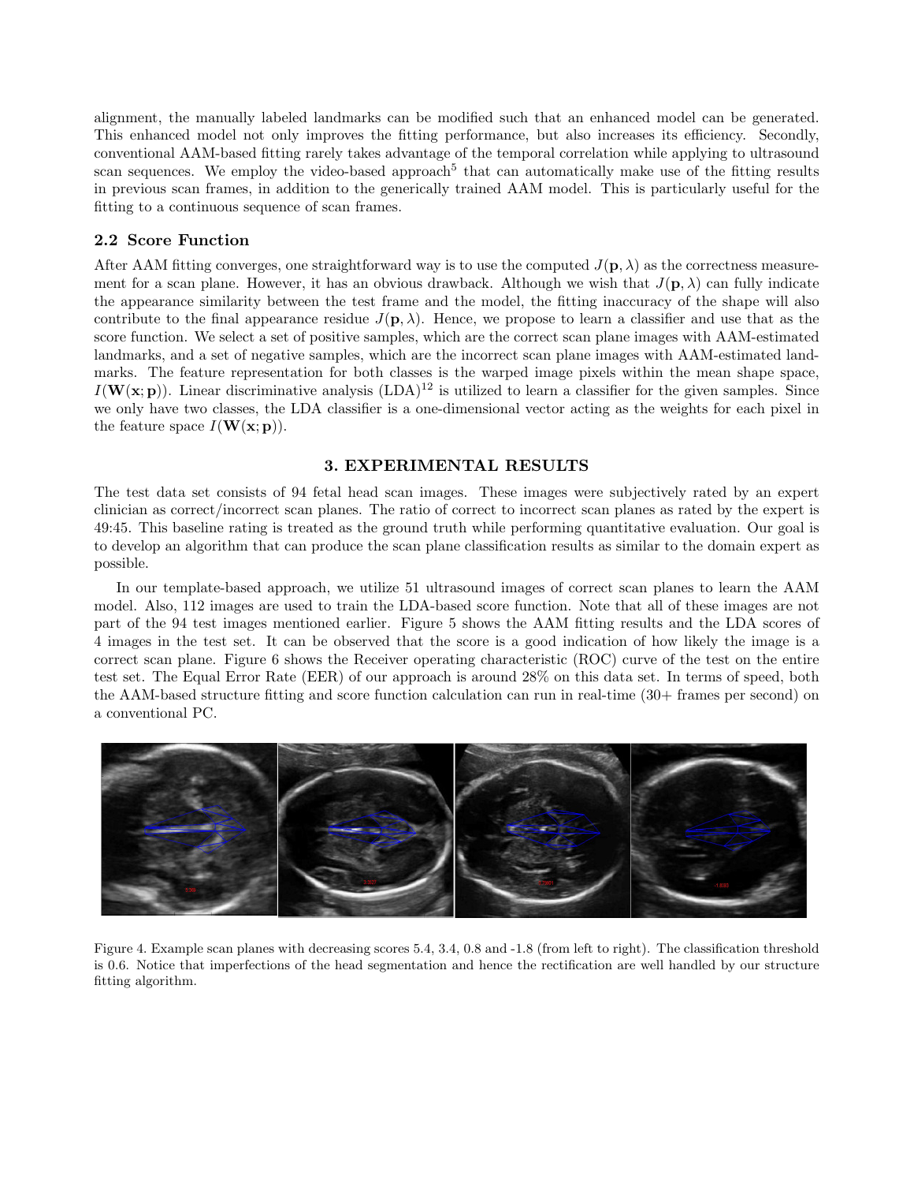alignment, the manually labeled landmarks can be modified such that an enhanced model can be generated. This enhanced model not only improves the fitting performance, but also increases its efficiency. Secondly, conventional AAM-based fitting rarely takes advantage of the temporal correlation while applying to ultrasound scan sequences. We employ the video-based approach[5] that can automatically make use of the fitting results in previous scan frames, in addition to the generically trained AAM model. This is particularly useful for the fitting to a continuous sequence of scan frames.

### 2.2 Score Function

After AAM fitting converges, one straightforward way is to use the computed $J(\mathbf{p}, \lambda)$ as the correctness measurement for a scan plane. However, it has an obvious drawback. Although we wish that $J(\mathbf{p}, \lambda)$ can fully indicate the appearance similarity between the test frame and the model, the fitting inaccuracy of the shape will also contribute to the final appearance residue $J(\mathbf{p}, \lambda)$. Hence, we propose to learn a classifier and use that as the score function. We select a set of positive samples, which are the correct scan plane images with AAM-estimated landmarks, and a set of negative samples, which are the incorrect scan plane images with AAM-estimated landmarks. The feature representation for both classes is the warped image pixels within the mean shape space, $I(\mathbf{W}(\mathbf{x}; \mathbf{p}))$. Linear discriminative analysis (LDA)[12] is utilized to learn a classifier for the given samples. Since we only have two classes, the LDA classifier is a one-dimensional vector acting as the weights for each pixel in the feature space $I(\mathbf{W}(\mathbf{x}; \mathbf{p}))$.

## 3. EXPERIMENTAL RESULTS

The test data set consists of 94 fetal head scan images. These images were subjectively rated by an expert clinician as correct/incorrect scan planes. The ratio of correct to incorrect scan planes as rated by the expert is 49:45. This baseline rating is treated as the ground truth while performing quantitative evaluation. Our goal is to develop an algorithm that can produce the scan plane classification results as similar to the domain expert as possible.

In our template-based approach, we utilize 51 ultrasound images of correct scan planes to learn the AAM model. Also, 112 images are used to train the LDA-based score function. Note that all of these images are not part of the 94 test images mentioned earlier. Figure 5 shows the AAM fitting results and the LDA scores of 4 images in the test set. It can be observed that the score is a good indication of how likely the image is a correct scan plane. Figure 6 shows the Receiver operating characteristic (ROC) curve of the test on the entire test set. The Equal Error Rate (EER) of our approach is around 28% on this data set. In terms of speed, both the AAM-based structure fitting and score function calculation can run in real-time (30+ frames per second) on a conventional PC.

Figure 4. Example scan planes with decreasing scores 5.4, 3.4, 0.8 and -1.8 (from left to right). The classification threshold is 0.6. Notice that imperfections of the head segmentation and hence the rectification are well handled by our structure fitting algorithm.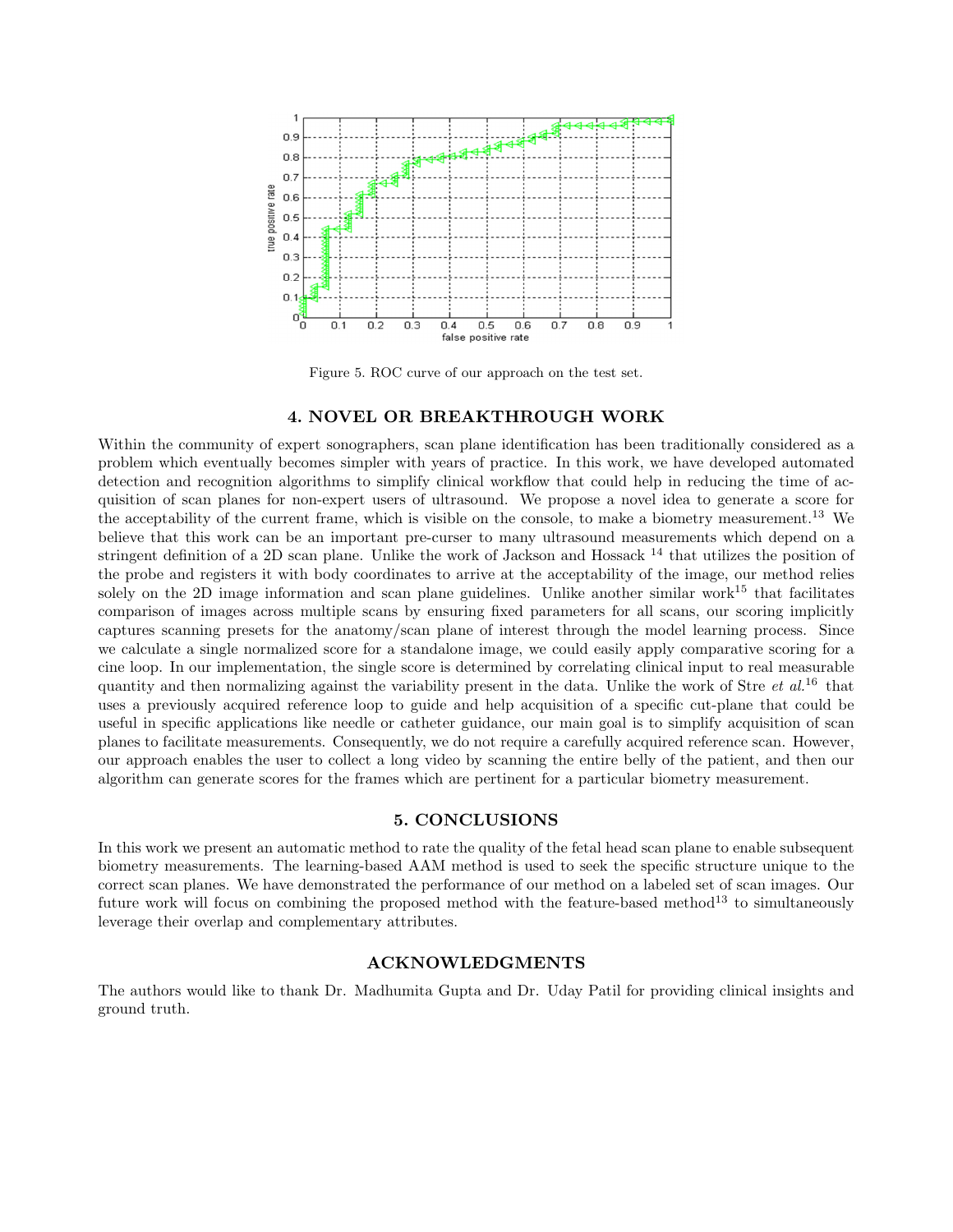Figure 5. ROC curve of our approach on the test set.

## 4. NOVEL OR BREAKTHROUGH WORK

Within the community of expert sonographers, scan plane identification has been traditionally considered as a problem which eventually becomes simpler with years of practice. In this work, we have developed automated detection and recognition algorithms to simplify clinical workflow that could help in reducing the time of acquisition of scan planes for non-expert users of ultrasound. We propose a novel idea to generate a score for the acceptability of the current frame, which is visible on the console, to make a biometry measurement.[13] We believe that this work can be an important pre-curser to many ultrasound measurements which depend on a stringent definition of a 2D scan plane. Unlike the work of Jackson and Hossack [14] that utilizes the position of the probe and registers it with body coordinates to arrive at the acceptability of the image, our method relies solely on the 2D image information and scan plane guidelines. Unlike another similar work[15] that facilitates comparison of images across multiple scans by ensuring fixed parameters for all scans, our scoring implicitly captures scanning presets for the anatomy/scan plane of interest through the model learning process. Since we calculate a single normalized score for a standalone image, we could easily apply comparative scoring for a cine loop. In our implementation, the single score is determined by correlating clinical input to real measurable quantity and then normalizing against the variability present in the data. Unlike the work of Stre *et al.*[16] that uses a previously acquired reference loop to guide and help acquisition of a specific cut-plane that could be useful in specific applications like needle or catheter guidance, our main goal is to simplify acquisition of scan planes to facilitate measurements. Consequently, we do not require a carefully acquired reference scan. However, our approach enables the user to collect a long video by scanning the entire belly of the patient, and then our algorithm can generate scores for the frames which are pertinent for a particular biometry measurement.

## 5. CONCLUSIONS

In this work we present an automatic method to rate the quality of the fetal head scan plane to enable subsequent biometry measurements. The learning-based AAM method is used to seek the specific structure unique to the correct scan planes. We have demonstrated the performance of our method on a labeled set of scan images. Our future work will focus on combining the proposed method with the feature-based method[13] to simultaneously leverage their overlap and complementary attributes.

## ACKNOWLEDGMENTS

The authors would like to thank Dr. Madhumita Gupta and Dr. Uday Patil for providing clinical insights and ground truth.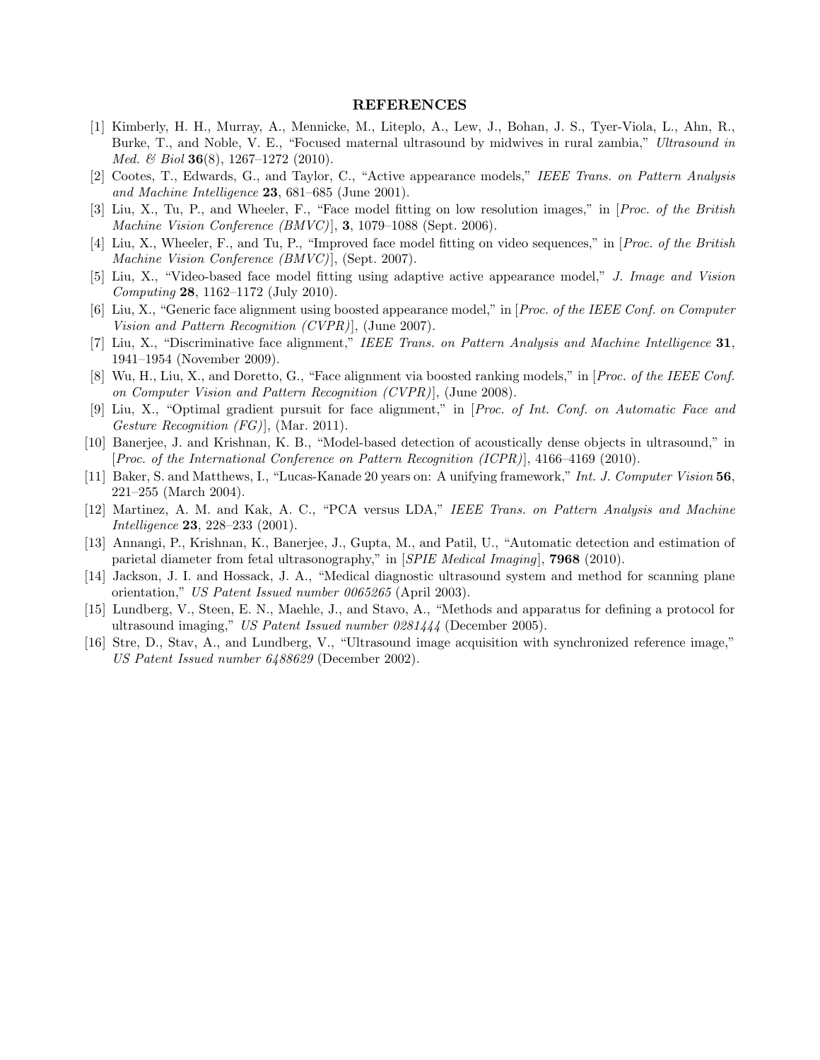## REFERENCES

[1] Kimberly, H. H., Murray, A., Mennicke, M., Liteplo, A., Lew, J., Bohan, J. S., Tyer-Viola, L., Ahn, R., Burke, T., and Noble, V. E., "Focused maternal ultrasound by midwives in rural zambia," *Ultrasound in Med. & Biol* **36**(8), 1267–1272 (2010).

[2] Cootes, T., Edwards, G., and Taylor, C., "Active appearance models," *IEEE Trans. on Pattern Analysis and Machine Intelligence* **23**, 681–685 (June 2001).

[3] Liu, X., Tu, P., and Wheeler, F., "Face model fitting on low resolution images," in [*Proc. of the British Machine Vision Conference (BMVC)*], **3**, 1079–1088 (Sept. 2006).

[4] Liu, X., Wheeler, F., and Tu, P., "Improved face model fitting on video sequences," in [*Proc. of the British Machine Vision Conference (BMVC)*], (Sept. 2007).

[5] Liu, X., "Video-based face model fitting using adaptive active appearance model," *J. Image and Vision Computing* **28**, 1162–1172 (July 2010).

[6] Liu, X., "Generic face alignment using boosted appearance model," in [*Proc. of the IEEE Conf. on Computer Vision and Pattern Recognition (CVPR)*], (June 2007).

[7] Liu, X., "Discriminative face alignment," *IEEE Trans. on Pattern Analysis and Machine Intelligence* **31**, 1941–1954 (November 2009).

[8] Wu, H., Liu, X., and Doretto, G., "Face alignment via boosted ranking models," in [*Proc. of the IEEE Conf. on Computer Vision and Pattern Recognition (CVPR)*], (June 2008).

[9] Liu, X., "Optimal gradient pursuit for face alignment," in [*Proc. of Int. Conf. on Automatic Face and Gesture Recognition (FG)*], (Mar. 2011).

[10] Banerjee, J. and Krishnan, K. B., "Model-based detection of acoustically dense objects in ultrasound," in [*Proc. of the International Conference on Pattern Recognition (ICPR)*], 4166–4169 (2010).

[11] Baker, S. and Matthews, I., "Lucas-Kanade 20 years on: A unifying framework," *Int. J. Computer Vision* **56**, 221–255 (March 2004).

[12] Martinez, A. M. and Kak, A. C., "PCA versus LDA," *IEEE Trans. on Pattern Analysis and Machine Intelligence* **23**, 228–233 (2001).

[13] Annangi, P., Krishnan, K., Banerjee, J., Gupta, M., and Patil, U., "Automatic detection and estimation of parietal diameter from fetal ultrasonography," in [*SPIE Medical Imaging*], **7968** (2010).

[14] Jackson, J. I. and Hossack, J. A., "Medical diagnostic ultrasound system and method for scanning plane orientation," *US Patent Issued number 0065265* (April 2003).

[15] Lundberg, V., Steen, E. N., Maehle, J., and Stavo, A., "Methods and apparatus for defining a protocol for ultrasound imaging," *US Patent Issued number 0281444* (December 2005).

[16] Stre, D., Stav, A., and Lundberg, V., "Ultrasound image acquisition with synchronized reference image," *US Patent Issued number 6488629* (December 2002).